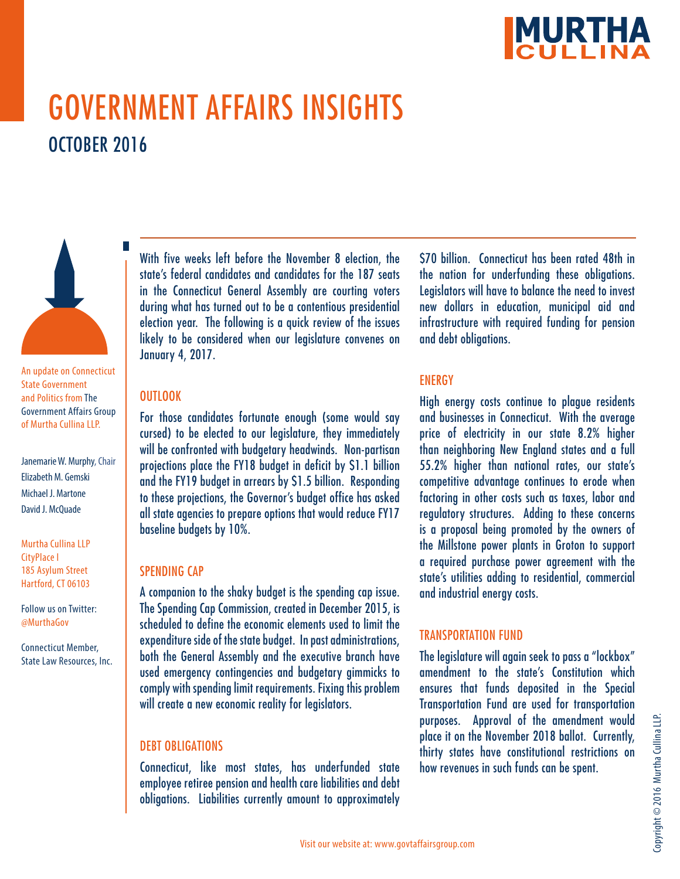# GOVERNMENT AFFAIRS INSIGHTS

## OCTOBER 2016

An update on Connecticut State Government and Politics from The Government Affairs Group of Murtha Cullina LLP.

Janemarie W. Murphy, Chair
Elizabeth M. Gemski
Michael J. Martone
David J. McQuade

Murtha Cullina LLP
CityPlace I
185 Asylum Street
Hartford, CT 06103

Follow us on Twitter: @MurthaGov

Connecticut Member, State Law Resources, Inc.

With five weeks left before the November 8 election, the state's federal candidates and candidates for the 187 seats in the Connecticut General Assembly are courting voters during what has turned out to be a contentious presidential election year. The following is a quick review of the issues likely to be considered when our legislature convenes on January 4, 2017.

### OUTLOOK

For those candidates fortunate enough (some would say cursed) to be elected to our legislature, they immediately will be confronted with budgetary headwinds. Non-partisan projections place the FY18 budget in deficit by $1.1 billion and the FY19 budget in arrears by $1.5 billion. Responding to these projections, the Governor's budget office has asked all state agencies to prepare options that would reduce FY17 baseline budgets by 10%.

### SPENDING CAP

A companion to the shaky budget is the spending cap issue. The Spending Cap Commission, created in December 2015, is scheduled to define the economic elements used to limit the expenditure side of the state budget. In past administrations, both the General Assembly and the executive branch have used emergency contingencies and budgetary gimmicks to comply with spending limit requirements. Fixing this problem will create a new economic reality for legislators.

### DEBT OBLIGATIONS

Connecticut, like most states, has underfunded state employee retiree pension and health care liabilities and debt obligations. Liabilities currently amount to approximately $70 billion. Connecticut has been rated 48th in the nation for underfunding these obligations. Legislators will have to balance the need to invest new dollars in education, municipal aid and infrastructure with required funding for pension and debt obligations.

### ENERGY

High energy costs continue to plague residents and businesses in Connecticut. With the average price of electricity in our state 8.2% higher than neighboring New England states and a full 55.2% higher than national rates, our state's competitive advantage continues to erode when factoring in other costs such as taxes, labor and regulatory structures. Adding to these concerns is a proposal being promoted by the owners of the Millstone power plants in Groton to support a required purchase power agreement with the state's utilities adding to residential, commercial and industrial energy costs.

### TRANSPORTATION FUND

The legislature will again seek to pass a "lockbox" amendment to the state's Constitution which ensures that funds deposited in the Special Transportation Fund are used for transportation purposes. Approval of the amendment would place it on the November 2018 ballot. Currently, thirty states have constitutional restrictions on how revenues in such funds can be spent.

Visit our website at: www.govtaffairsgroup.com

Copyright © 2016 Murtha Cullina LLP.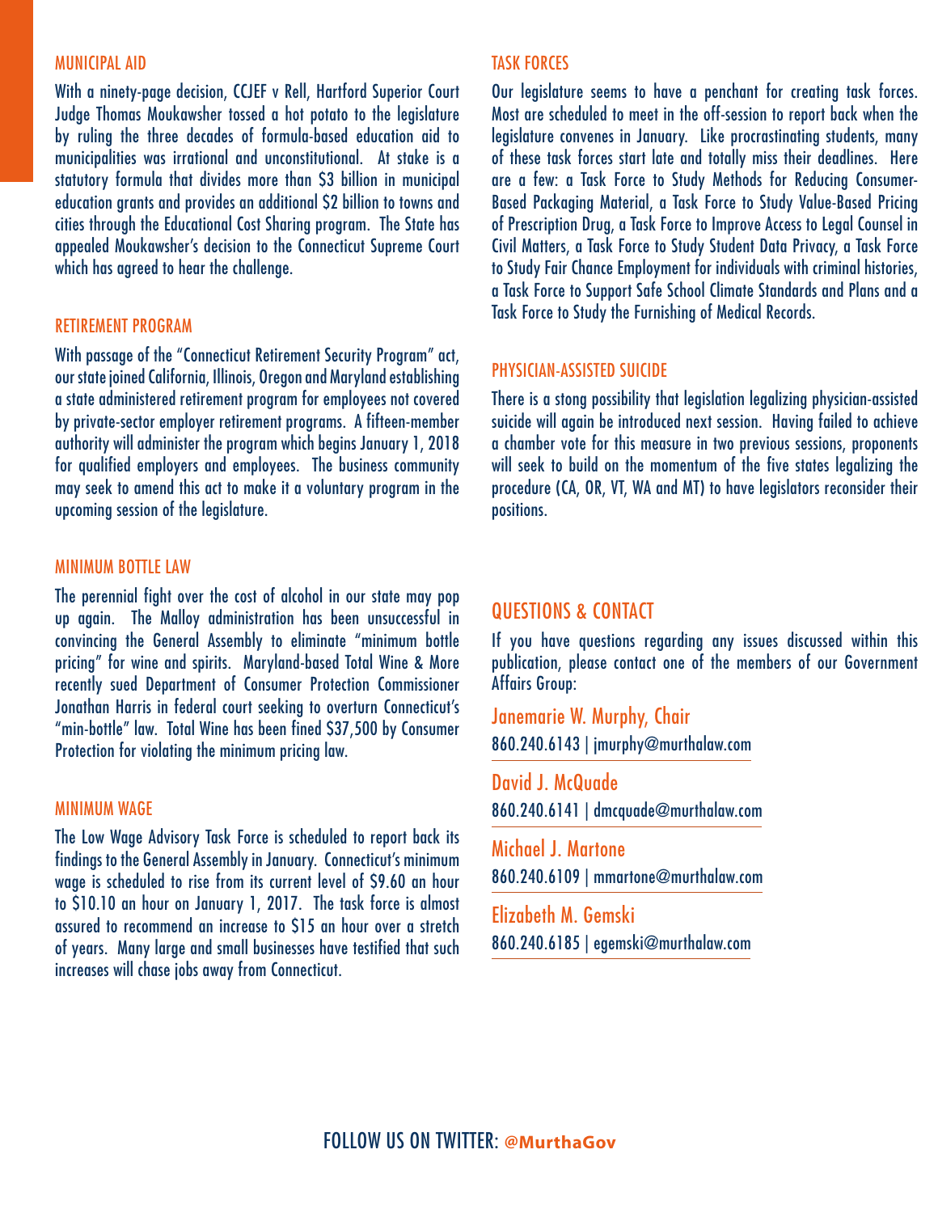## MUNICIPAL AID

With a ninety-page decision, CCJEF v Rell, Hartford Superior Court Judge Thomas Moukawsher tossed a hot potato to the legislature by ruling the three decades of formula-based education aid to municipalities was irrational and unconstitutional. At stake is a statutory formula that divides more than $3 billion in municipal education grants and provides an additional $2 billion to towns and cities through the Educational Cost Sharing program. The State has appealed Moukawsher's decision to the Connecticut Supreme Court which has agreed to hear the challenge.

## RETIREMENT PROGRAM

With passage of the "Connecticut Retirement Security Program" act, our state joined California, Illinois, Oregon and Maryland establishing a state administered retirement program for employees not covered by private-sector employer retirement programs. A fifteen-member authority will administer the program which begins January 1, 2018 for qualified employers and employees. The business community may seek to amend this act to make it a voluntary program in the upcoming session of the legislature.

## MINIMUM BOTTLE LAW

The perennial fight over the cost of alcohol in our state may pop up again. The Malloy administration has been unsuccessful in convincing the General Assembly to eliminate "minimum bottle pricing" for wine and spirits. Maryland-based Total Wine & More recently sued Department of Consumer Protection Commissioner Jonathan Harris in federal court seeking to overturn Connecticut's "min-bottle" law. Total Wine has been fined $37,500 by Consumer Protection for violating the minimum pricing law.

## MINIMUM WAGE

The Low Wage Advisory Task Force is scheduled to report back its findings to the General Assembly in January. Connecticut's minimum wage is scheduled to rise from its current level of $9.60 an hour to $10.10 an hour on January 1, 2017. The task force is almost assured to recommend an increase to $15 an hour over a stretch of years. Many large and small businesses have testified that such increases will chase jobs away from Connecticut.

## TASK FORCES

Our legislature seems to have a penchant for creating task forces. Most are scheduled to meet in the off-session to report back when the legislature convenes in January. Like procrastinating students, many of these task forces start late and totally miss their deadlines. Here are a few: a Task Force to Study Methods for Reducing Consumer-Based Packaging Material, a Task Force to Study Value-Based Pricing of Prescription Drug, a Task Force to Improve Access to Legal Counsel in Civil Matters, a Task Force to Study Student Data Privacy, a Task Force to Study Fair Chance Employment for individuals with criminal histories, a Task Force to Support Safe School Climate Standards and Plans and a Task Force to Study the Furnishing of Medical Records.

## PHYSICIAN-ASSISTED SUICIDE

There is a stong possibility that legislation legalizing physician-assisted suicide will again be introduced next session. Having failed to achieve a chamber vote for this measure in two previous sessions, proponents will seek to build on the momentum of the five states legalizing the procedure (CA, OR, VT, WA and MT) to have legislators reconsider their positions.

## QUESTIONS & CONTACT

If you have questions regarding any issues discussed within this publication, please contact one of the members of our Government Affairs Group:

**Janemarie W. Murphy, Chair**
860.240.6143 | jmurphy@murthalaw.com

**David J. McQuade**
860.240.6141 | dmcquade@murthalaw.com

**Michael J. Martone**
860.240.6109 | mmartone@murthalaw.com

**Elizabeth M. Gemski**
860.240.6185 | egemski@murthalaw.com

FOLLOW US ON TWITTER: **@MurthaGov**